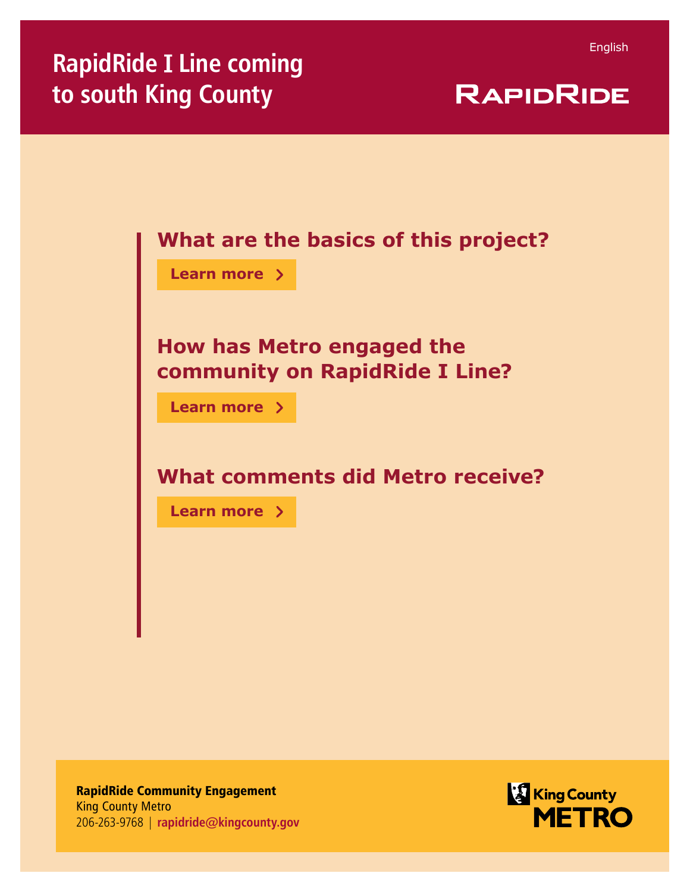English

# RapidRide I Line coming to south King County

RAPIDRIDE

## What are the basics of this project?

Learn more ›

## How has Metro engaged the community on RapidRide I Line?

Learn more ›

## What comments did Metro receive?

Learn more ›

**RapidRide Community Engagement**
King County Metro
206-263-9768 | **rapidride@kingcounty.gov**

King County METRO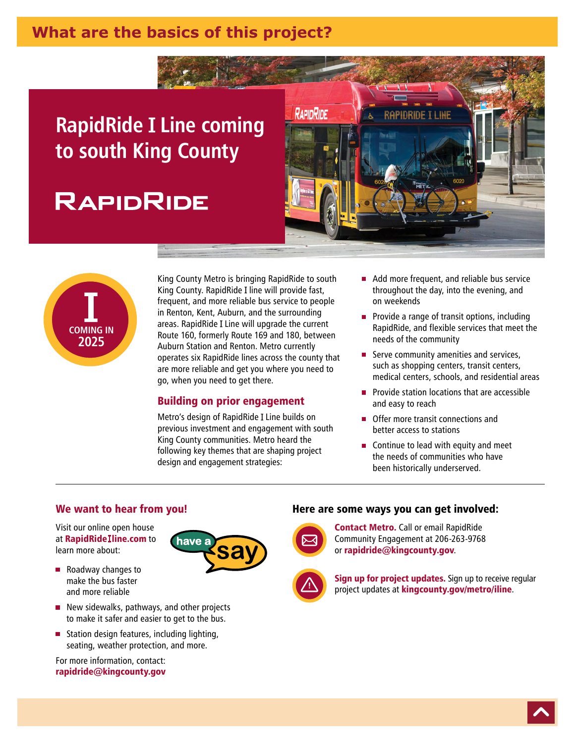# What are the basics of this project?

## RapidRide I Line coming to south King County

RAPIDRIDE

I
COMING IN
2025

King County Metro is bringing RapidRide to south King County. RapidRide I line will provide fast, frequent, and more reliable bus service to people in Renton, Kent, Auburn, and the surrounding areas. RapidRide I Line will upgrade the current Route 160, formerly Route 169 and 180, between Auburn Station and Renton. Metro currently operates six RapidRide lines across the county that are more reliable and get you where you need to go, when you need to get there.

### Building on prior engagement

Metro's design of RapidRide I Line builds on previous investment and engagement with south King County communities. Metro heard the following key themes that are shaping project design and engagement strategies:

- Add more frequent, and reliable bus service throughout the day, into the evening, and on weekends
- Provide a range of transit options, including RapidRide, and flexible services that meet the needs of the community
- Serve community amenities and services, such as shopping centers, transit centers, medical centers, schools, and residential areas
- Provide station locations that are accessible and easy to reach
- Offer more transit connections and better access to stations
- Continue to lead with equity and meet the needs of communities who have been historically underserved.

---

### We want to hear from you!

have a say

Visit our online open house at **RapidRideIline.com** to learn more about:

- Roadway changes to make the bus faster and more reliable
- New sidewalks, pathways, and other projects to make it safer and easier to get to the bus.
- Station design features, including lighting, seating, weather protection, and more.

For more information, contact:
**rapidride@kingcounty.gov**

### Here are some ways you can get involved:

**Contact Metro.** Call or email RapidRide Community Engagement at 206-263-9768 or **rapidride@kingcounty.gov**.

**Sign up for project updates.** Sign up to receive regular project updates at **kingcounty.gov/metro/iline**.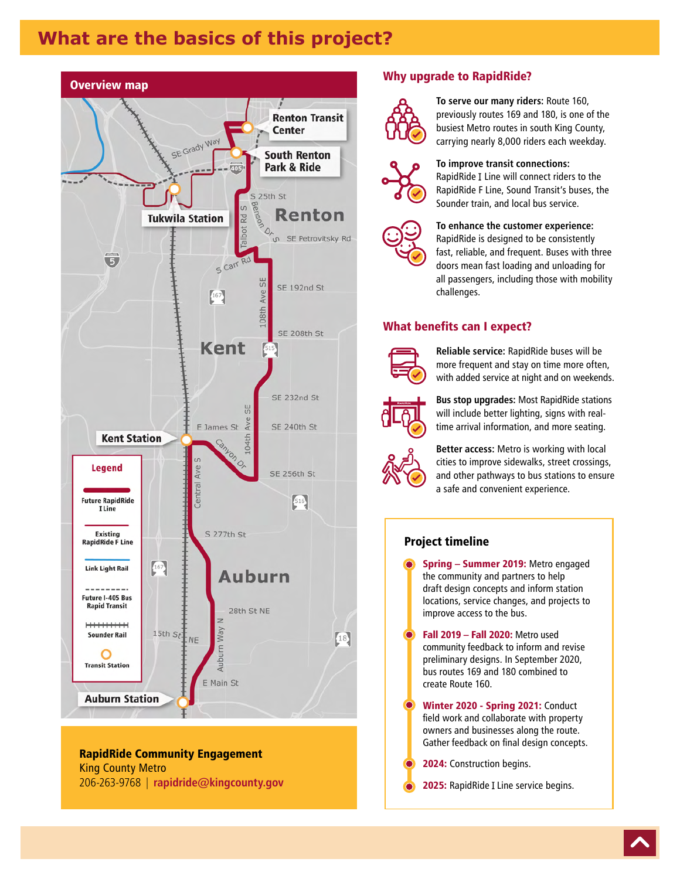# What are the basics of this project?

## Overview map

Renton Transit Center

South Renton Park & Ride

Tukwila Station

Renton

Kent

Kent Station

Auburn

Auburn Station

**Legend**

- Future RapidRide I Line
- Existing RapidRide F Line
- Link Light Rail
- Future I-405 Bus Rapid Transit
- Sounder Rail
- Transit Station

**RapidRide Community Engagement**
King County Metro
206-263-9768 | rapidride@kingcounty.gov

## Why upgrade to RapidRide?

**To serve our many riders:** Route 160, previously routes 169 and 180, is one of the busiest Metro routes in south King County, carrying nearly 8,000 riders each weekday.

**To improve transit connections:** RapidRide I Line will connect riders to the RapidRide F Line, Sound Transit's buses, the Sounder train, and local bus service.

**To enhance the customer experience:** RapidRide is designed to be consistently fast, reliable, and frequent. Buses with three doors mean fast loading and unloading for all passengers, including those with mobility challenges.

## What benefits can I expect?

**Reliable service:** RapidRide buses will be more frequent and stay on time more often, with added service at night and on weekends.

**Bus stop upgrades:** Most RapidRide stations will include better lighting, signs with real-time arrival information, and more seating.

**Better access:** Metro is working with local cities to improve sidewalks, street crossings, and other pathways to bus stations to ensure a safe and convenient experience.

### Project timeline

- **Spring – Summer 2019:** Metro engaged the community and partners to help draft design concepts and inform station locations, service changes, and projects to improve access to the bus.
- **Fall 2019 – Fall 2020:** Metro used community feedback to inform and revise preliminary designs. In September 2020, bus routes 169 and 180 combined to create Route 160.
- **Winter 2020 - Spring 2021:** Conduct field work and collaborate with property owners and businesses along the route. Gather feedback on final design concepts.
- **2024:** Construction begins.
- **2025:** RapidRide I Line service begins.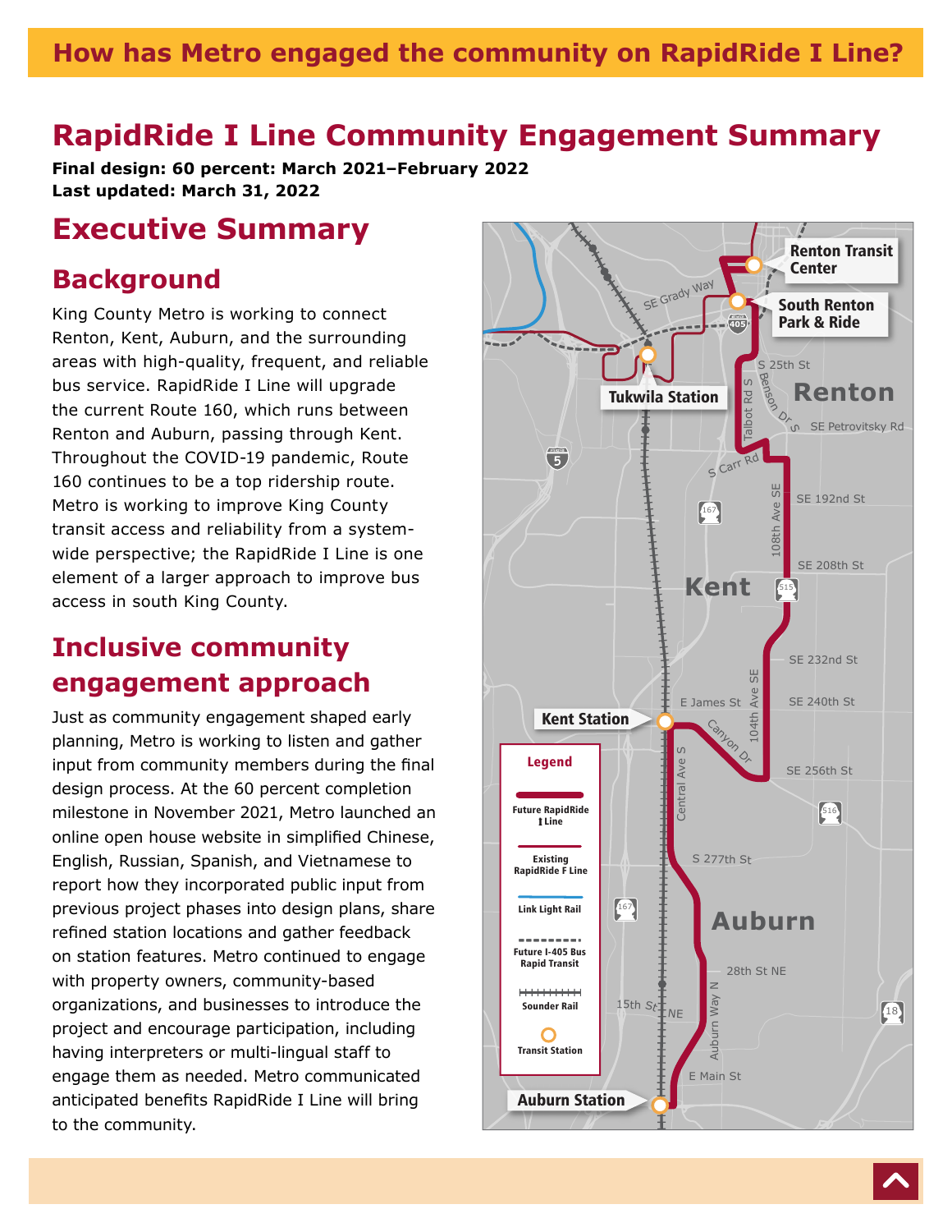# How has Metro engaged the community on RapidRide I Line?

# RapidRide I Line Community Engagement Summary

**Final design: 60 percent: March 2021–February 2022**
**Last updated: March 31, 2022**

## Executive Summary

### Background

King County Metro is working to connect Renton, Kent, Auburn, and the surrounding areas with high-quality, frequent, and reliable bus service. RapidRide I Line will upgrade the current Route 160, which runs between Renton and Auburn, passing through Kent. Throughout the COVID-19 pandemic, Route 160 continues to be a top ridership route. Metro is working to improve King County transit access and reliability from a system-wide perspective; the RapidRide I Line is one element of a larger approach to improve bus access in south King County.

### Inclusive community engagement approach

Just as community engagement shaped early planning, Metro is working to listen and gather input from community members during the final design process. At the 60 percent completion milestone in November 2021, Metro launched an online open house website in simplified Chinese, English, Russian, Spanish, and Vietnamese to report how they incorporated public input from previous project phases into design plans, share refined station locations and gather feedback on station features. Metro continued to engage with property owners, community-based organizations, and businesses to introduce the project and encourage participation, including having interpreters or multi-lingual staff to engage them as needed. Metro communicated anticipated benefits RapidRide I Line will bring to the community.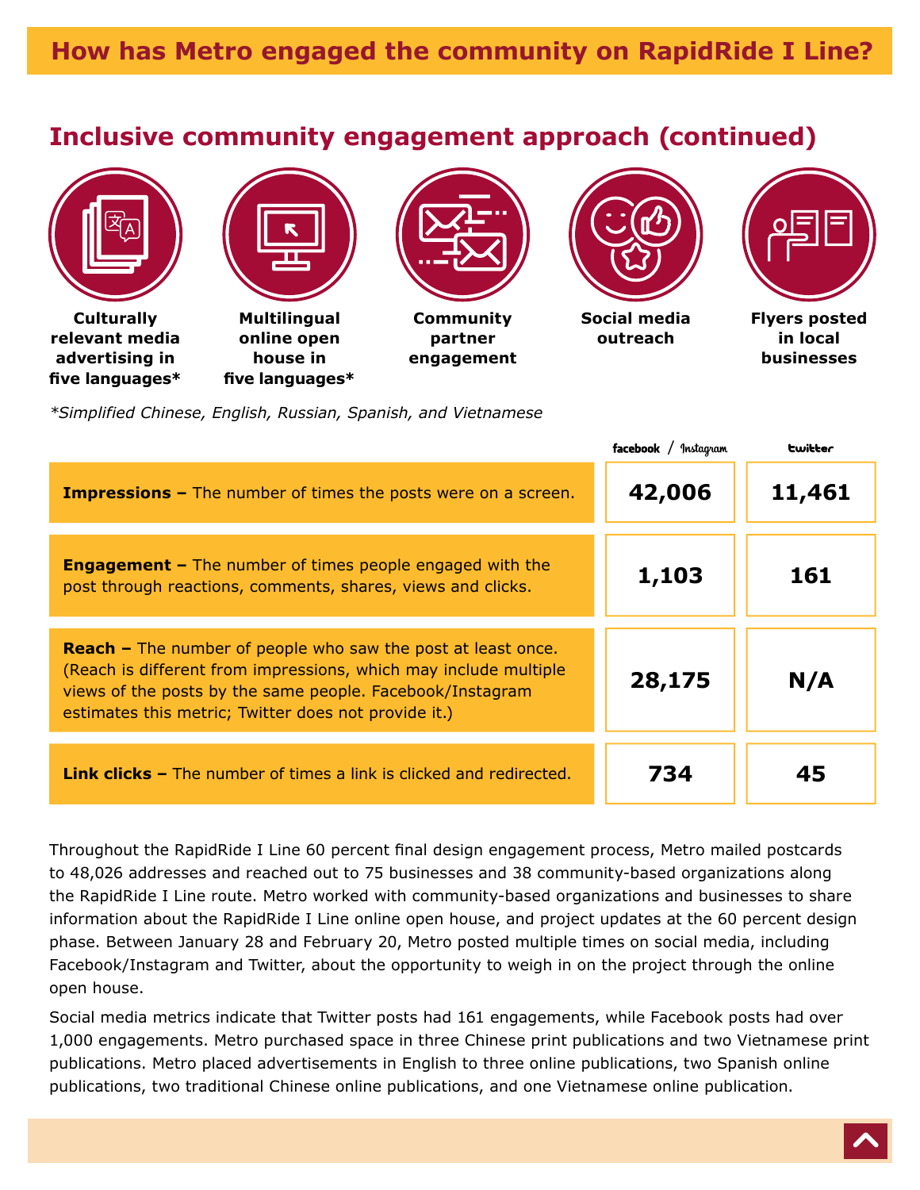# How has Metro engaged the community on RapidRide I Line?

## Inclusive community engagement approach (continued)

- **Culturally relevant media advertising in five languages***
- **Multilingual online open house in five languages***
- **Community partner engagement**
- **Social media outreach**
- **Flyers posted in local businesses**

*\*Simplified Chinese, English, Russian, Spanish, and Vietnamese*

| | facebook / Instagram | twitter |
|---|---|---|
| **Impressions –** The number of times the posts were on a screen. | **42,006** | **11,461** |
| **Engagement –** The number of times people engaged with the post through reactions, comments, shares, views and clicks. | **1,103** | **161** |
| **Reach –** The number of people who saw the post at least once. (Reach is different from impressions, which may include multiple views of the posts by the same people. Facebook/Instagram estimates this metric; Twitter does not provide it.) | **28,175** | **N/A** |
| **Link clicks –** The number of times a link is clicked and redirected. | **734** | **45** |

Throughout the RapidRide I Line 60 percent final design engagement process, Metro mailed postcards to 48,026 addresses and reached out to 75 businesses and 38 community-based organizations along the RapidRide I Line route. Metro worked with community-based organizations and businesses to share information about the RapidRide I Line online open house, and project updates at the 60 percent design phase. Between January 28 and February 20, Metro posted multiple times on social media, including Facebook/Instagram and Twitter, about the opportunity to weigh in on the project through the online open house.

Social media metrics indicate that Twitter posts had 161 engagements, while Facebook posts had over 1,000 engagements. Metro purchased space in three Chinese print publications and two Vietnamese print publications. Metro placed advertisements in English to three online publications, two Spanish online publications, two traditional Chinese online publications, and one Vietnamese online publication.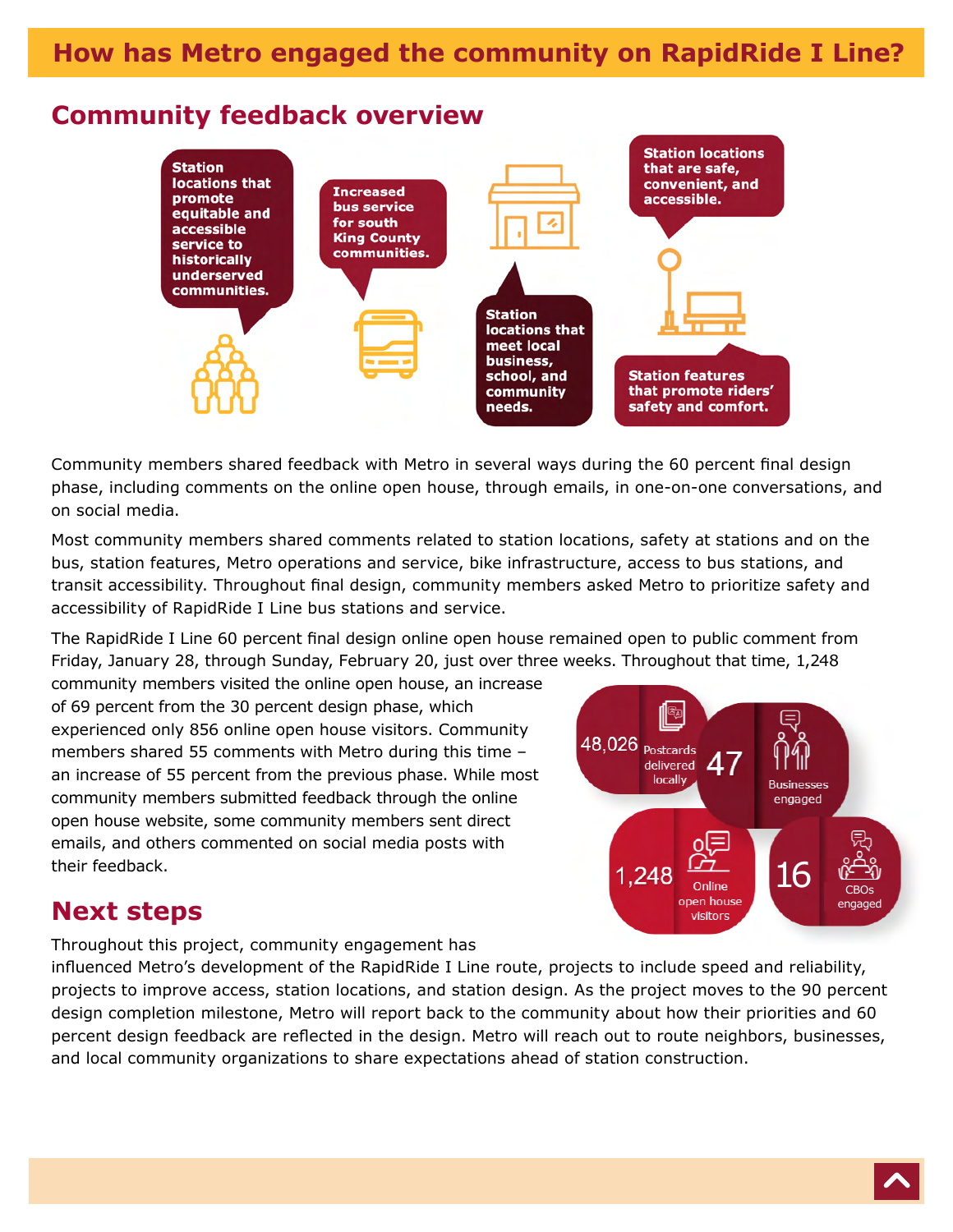# How has Metro engaged the community on RapidRide I Line?

## Community feedback overview

Station locations that promote equitable and accessible service to historically underserved communities.

Increased bus service for south King County communities.

Station locations that meet local business, school, and community needs.

Station locations that are safe, convenient, and accessible.

Station features that promote riders' safety and comfort.

Community members shared feedback with Metro in several ways during the 60 percent final design phase, including comments on the online open house, through emails, in one-on-one conversations, and on social media.

Most community members shared comments related to station locations, safety at stations and on the bus, station features, Metro operations and service, bike infrastructure, access to bus stations, and transit accessibility. Throughout final design, community members asked Metro to prioritize safety and accessibility of RapidRide I Line bus stations and service.

The RapidRide I Line 60 percent final design online open house remained open to public comment from Friday, January 28, through Sunday, February 20, just over three weeks. Throughout that time, 1,248 community members visited the online open house, an increase of 69 percent from the 30 percent design phase, which experienced only 856 online open house visitors. Community members shared 55 comments with Metro during this time – an increase of 55 percent from the previous phase. While most community members submitted feedback through the online open house website, some community members sent direct emails, and others commented on social media posts with their feedback.

- 48,026 Postcards delivered locally
- 47 Businesses engaged
- 1,248 Online open house visitors
- 16 CBOs engaged

## Next steps

Throughout this project, community engagement has influenced Metro's development of the RapidRide I Line route, projects to include speed and reliability, projects to improve access, station locations, and station design. As the project moves to the 90 percent design completion milestone, Metro will report back to the community about how their priorities and 60 percent design feedback are reflected in the design. Metro will reach out to route neighbors, businesses, and local community organizations to share expectations ahead of station construction.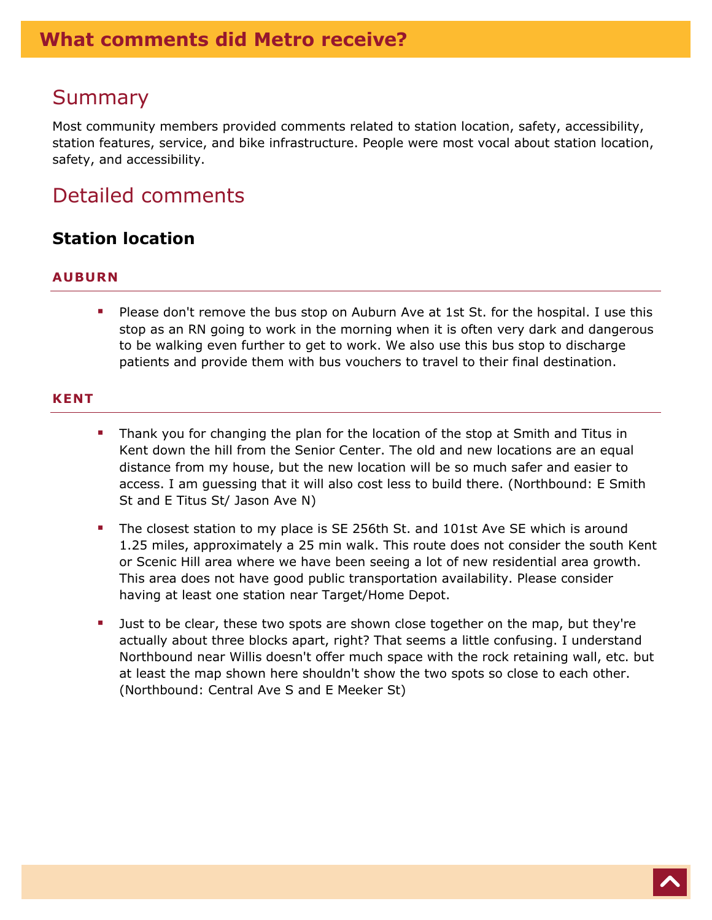# What comments did Metro receive?

## Summary

Most community members provided comments related to station location, safety, accessibility, station features, service, and bike infrastructure. People were most vocal about station location, safety, and accessibility.

## Detailed comments

### Station location

#### AUBURN

- Please don't remove the bus stop on Auburn Ave at 1st St. for the hospital. I use this stop as an RN going to work in the morning when it is often very dark and dangerous to be walking even further to get to work. We also use this bus stop to discharge patients and provide them with bus vouchers to travel to their final destination.

#### KENT

- Thank you for changing the plan for the location of the stop at Smith and Titus in Kent down the hill from the Senior Center. The old and new locations are an equal distance from my house, but the new location will be so much safer and easier to access. I am guessing that it will also cost less to build there. (Northbound: E Smith St and E Titus St/ Jason Ave N)
- The closest station to my place is SE 256th St. and 101st Ave SE which is around 1.25 miles, approximately a 25 min walk. This route does not consider the south Kent or Scenic Hill area where we have been seeing a lot of new residential area growth. This area does not have good public transportation availability. Please consider having at least one station near Target/Home Depot.
- Just to be clear, these two spots are shown close together on the map, but they're actually about three blocks apart, right? That seems a little confusing. I understand Northbound near Willis doesn't offer much space with the rock retaining wall, etc. but at least the map shown here shouldn't show the two spots so close to each other. (Northbound: Central Ave S and E Meeker St)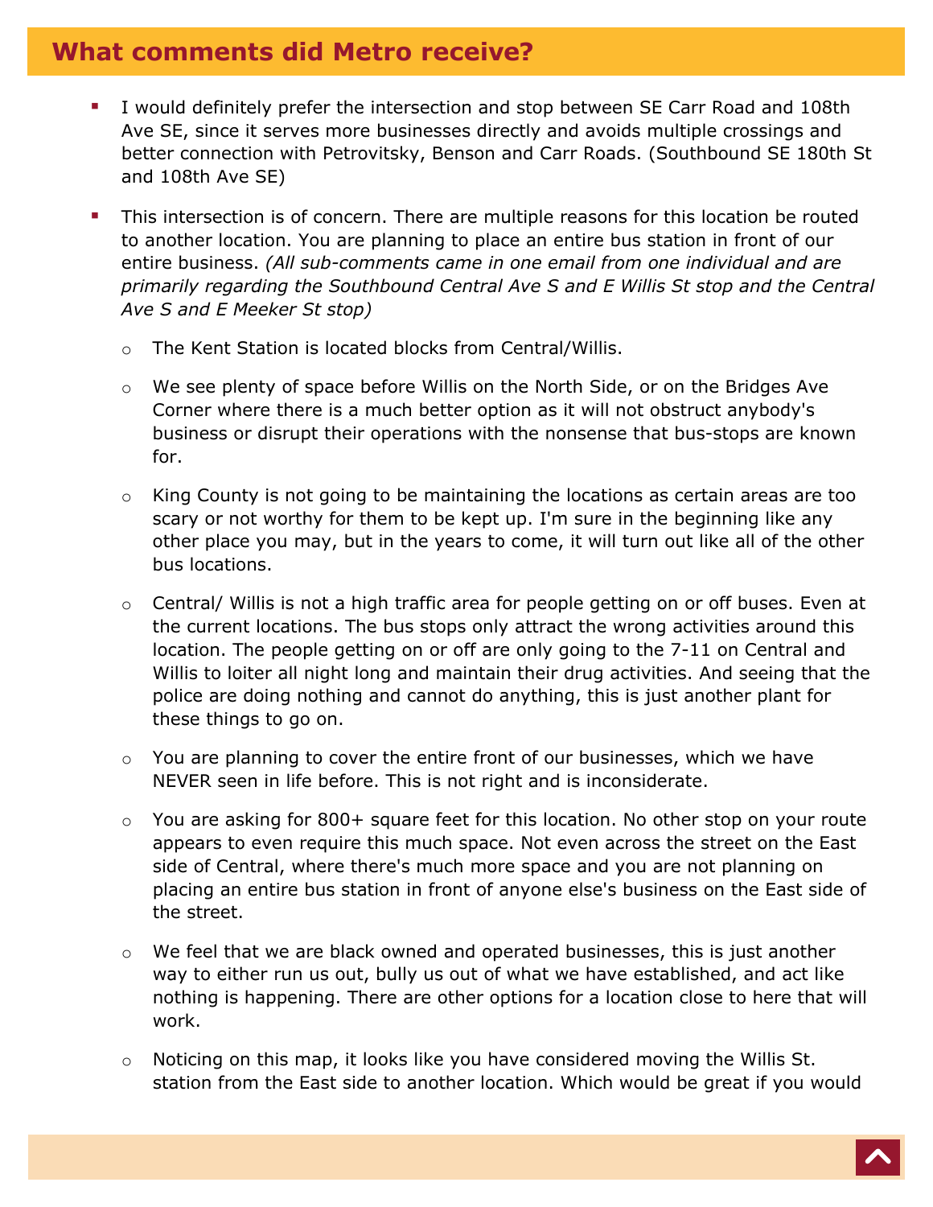## What comments did Metro receive?

- I would definitely prefer the intersection and stop between SE Carr Road and 108th Ave SE, since it serves more businesses directly and avoids multiple crossings and better connection with Petrovitsky, Benson and Carr Roads. (Southbound SE 180th St and 108th Ave SE)
- This intersection is of concern. There are multiple reasons for this location be routed to another location. You are planning to place an entire bus station in front of our entire business. *(All sub-comments came in one email from one individual and are primarily regarding the Southbound Central Ave S and E Willis St stop and the Central Ave S and E Meeker St stop)*
  - The Kent Station is located blocks from Central/Willis.
  - We see plenty of space before Willis on the North Side, or on the Bridges Ave Corner where there is a much better option as it will not obstruct anybody's business or disrupt their operations with the nonsense that bus-stops are known for.
  - King County is not going to be maintaining the locations as certain areas are too scary or not worthy for them to be kept up. I'm sure in the beginning like any other place you may, but in the years to come, it will turn out like all of the other bus locations.
  - Central/ Willis is not a high traffic area for people getting on or off buses. Even at the current locations. The bus stops only attract the wrong activities around this location. The people getting on or off are only going to the 7-11 on Central and Willis to loiter all night long and maintain their drug activities. And seeing that the police are doing nothing and cannot do anything, this is just another plant for these things to go on.
  - You are planning to cover the entire front of our businesses, which we have NEVER seen in life before. This is not right and is inconsiderate.
  - You are asking for 800+ square feet for this location. No other stop on your route appears to even require this much space. Not even across the street on the East side of Central, where there's much more space and you are not planning on placing an entire bus station in front of anyone else's business on the East side of the street.
  - We feel that we are black owned and operated businesses, this is just another way to either run us out, bully us out of what we have established, and act like nothing is happening. There are other options for a location close to here that will work.
  - Noticing on this map, it looks like you have considered moving the Willis St. station from the East side to another location. Which would be great if you would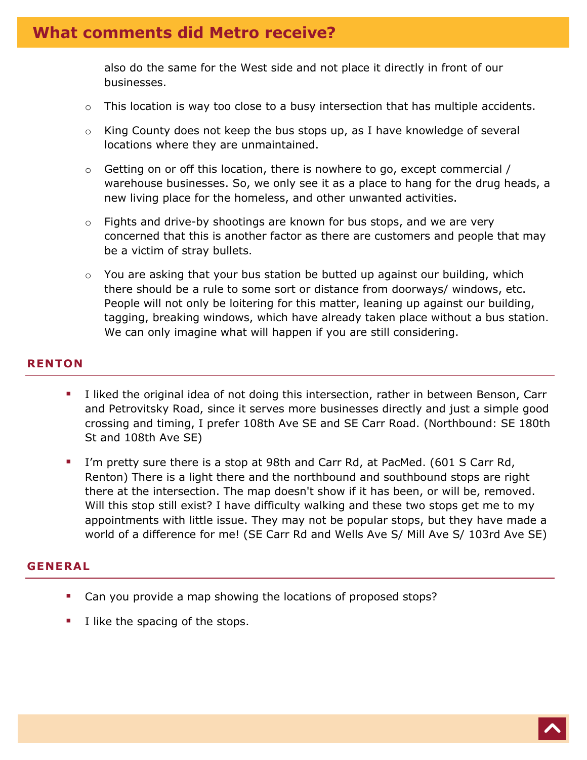## What comments did Metro receive?

also do the same for the West side and not place it directly in front of our businesses.

- This location is way too close to a busy intersection that has multiple accidents.
- King County does not keep the bus stops up, as I have knowledge of several locations where they are unmaintained.
- Getting on or off this location, there is nowhere to go, except commercial / warehouse businesses. So, we only see it as a place to hang for the drug heads, a new living place for the homeless, and other unwanted activities.
- Fights and drive-by shootings are known for bus stops, and we are very concerned that this is another factor as there are customers and people that may be a victim of stray bullets.
- You are asking that your bus station be butted up against our building, which there should be a rule to some sort or distance from doorways/ windows, etc. People will not only be loitering for this matter, leaning up against our building, tagging, breaking windows, which have already taken place without a bus station. We can only imagine what will happen if you are still considering.

### RENTON

- I liked the original idea of not doing this intersection, rather in between Benson, Carr and Petrovitsky Road, since it serves more businesses directly and just a simple good crossing and timing, I prefer 108th Ave SE and SE Carr Road. (Northbound: SE 180th St and 108th Ave SE)
- I'm pretty sure there is a stop at 98th and Carr Rd, at PacMed. (601 S Carr Rd, Renton) There is a light there and the northbound and southbound stops are right there at the intersection. The map doesn't show if it has been, or will be, removed. Will this stop still exist? I have difficulty walking and these two stops get me to my appointments with little issue. They may not be popular stops, but they have made a world of a difference for me! (SE Carr Rd and Wells Ave S/ Mill Ave S/ 103rd Ave SE)

### GENERAL

- Can you provide a map showing the locations of proposed stops?
- I like the spacing of the stops.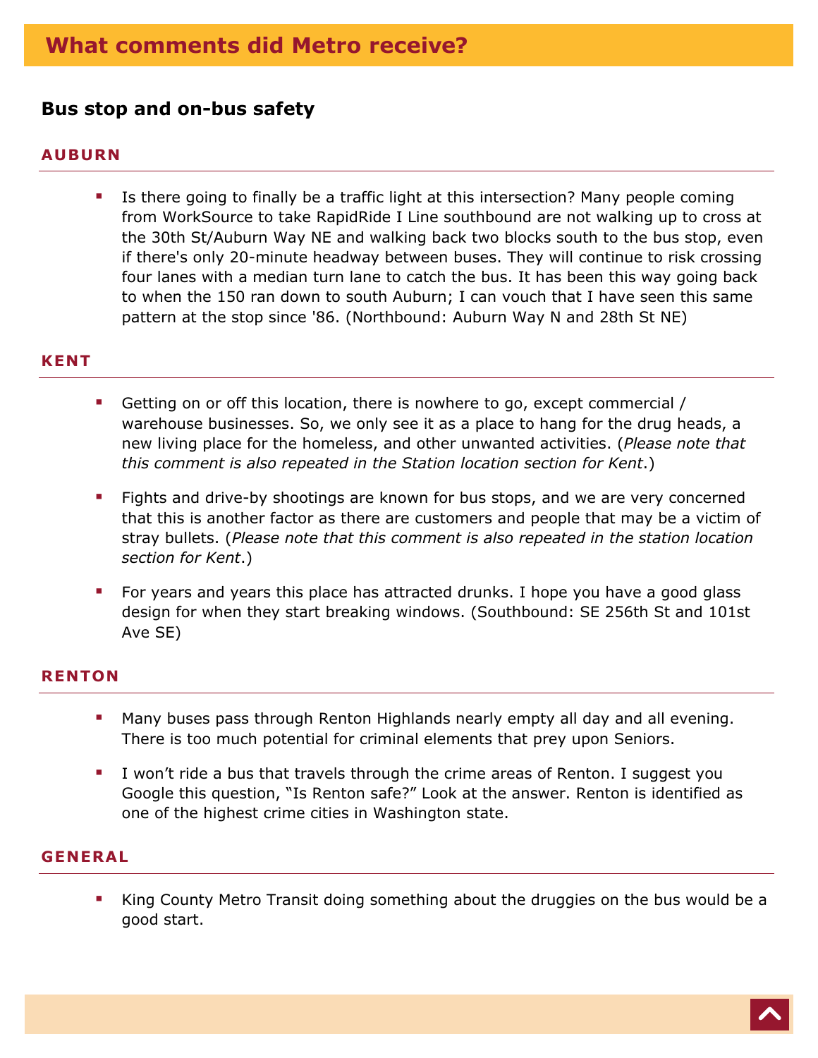# What comments did Metro receive?

## Bus stop and on-bus safety

### AUBURN

- Is there going to finally be a traffic light at this intersection? Many people coming from WorkSource to take RapidRide I Line southbound are not walking up to cross at the 30th St/Auburn Way NE and walking back two blocks south to the bus stop, even if there's only 20-minute headway between buses. They will continue to risk crossing four lanes with a median turn lane to catch the bus. It has been this way going back to when the 150 ran down to south Auburn; I can vouch that I have seen this same pattern at the stop since '86. (Northbound: Auburn Way N and 28th St NE)

### KENT

- Getting on or off this location, there is nowhere to go, except commercial / warehouse businesses. So, we only see it as a place to hang for the drug heads, a new living place for the homeless, and other unwanted activities. (*Please note that this comment is also repeated in the Station location section for Kent*.)
- Fights and drive-by shootings are known for bus stops, and we are very concerned that this is another factor as there are customers and people that may be a victim of stray bullets. (*Please note that this comment is also repeated in the station location section for Kent*.)
- For years and years this place has attracted drunks. I hope you have a good glass design for when they start breaking windows. (Southbound: SE 256th St and 101st Ave SE)

### RENTON

- Many buses pass through Renton Highlands nearly empty all day and all evening. There is too much potential for criminal elements that prey upon Seniors.
- I won't ride a bus that travels through the crime areas of Renton. I suggest you Google this question, "Is Renton safe?" Look at the answer. Renton is identified as one of the highest crime cities in Washington state.

### GENERAL

- King County Metro Transit doing something about the druggies on the bus would be a good start.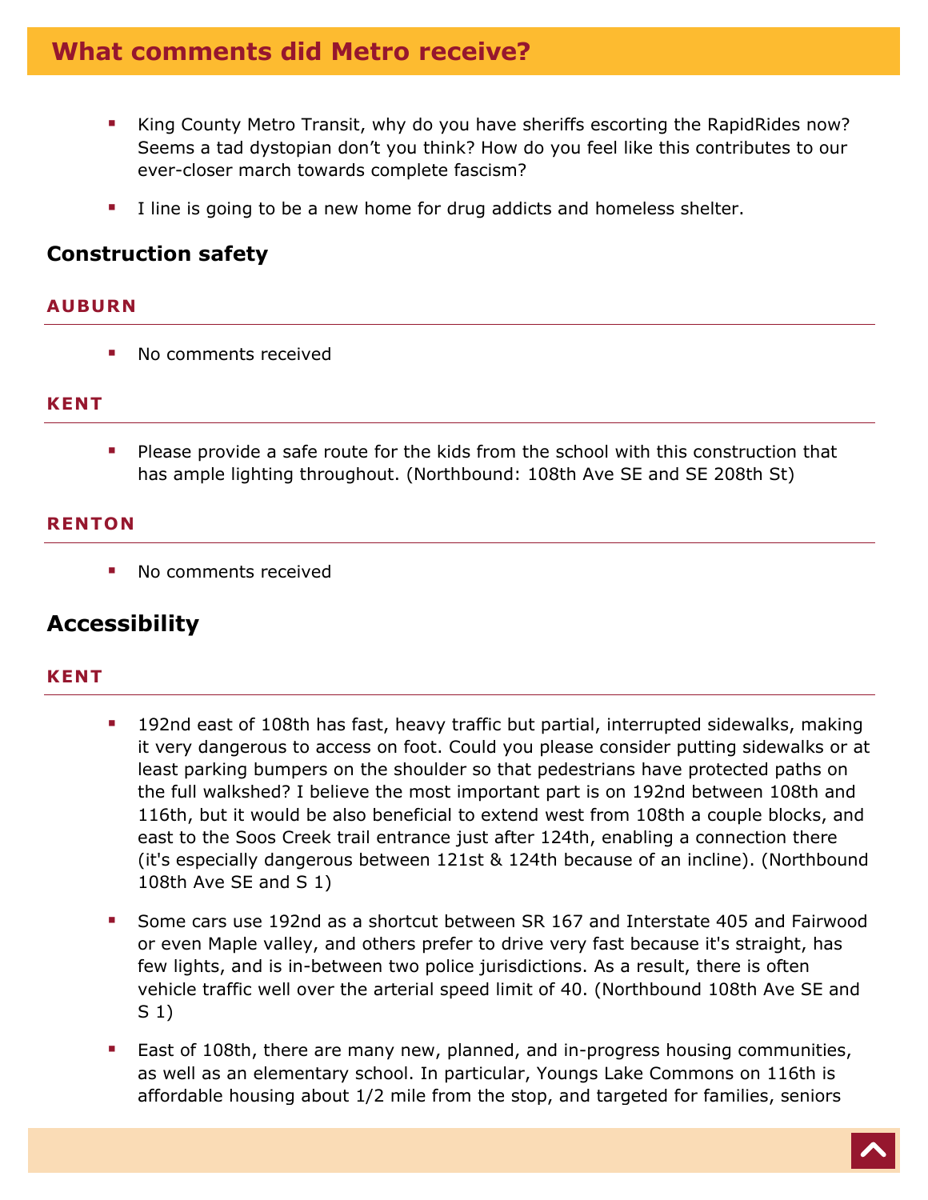## What comments did Metro receive?

- King County Metro Transit, why do you have sheriffs escorting the RapidRides now? Seems a tad dystopian don't you think? How do you feel like this contributes to our ever-closer march towards complete fascism?
- I line is going to be a new home for drug addicts and homeless shelter.

### Construction safety

#### AUBURN

- No comments received

#### KENT

- Please provide a safe route for the kids from the school with this construction that has ample lighting throughout. (Northbound: 108th Ave SE and SE 208th St)

#### RENTON

- No comments received

### Accessibility

#### KENT

- 192nd east of 108th has fast, heavy traffic but partial, interrupted sidewalks, making it very dangerous to access on foot. Could you please consider putting sidewalks or at least parking bumpers on the shoulder so that pedestrians have protected paths on the full walkshed? I believe the most important part is on 192nd between 108th and 116th, but it would be also beneficial to extend west from 108th a couple blocks, and east to the Soos Creek trail entrance just after 124th, enabling a connection there (it's especially dangerous between 121st & 124th because of an incline). (Northbound 108th Ave SE and S 1)
- Some cars use 192nd as a shortcut between SR 167 and Interstate 405 and Fairwood or even Maple valley, and others prefer to drive very fast because it's straight, has few lights, and is in-between two police jurisdictions. As a result, there is often vehicle traffic well over the arterial speed limit of 40. (Northbound 108th Ave SE and S 1)
- East of 108th, there are many new, planned, and in-progress housing communities, as well as an elementary school. In particular, Youngs Lake Commons on 116th is affordable housing about 1/2 mile from the stop, and targeted for families, seniors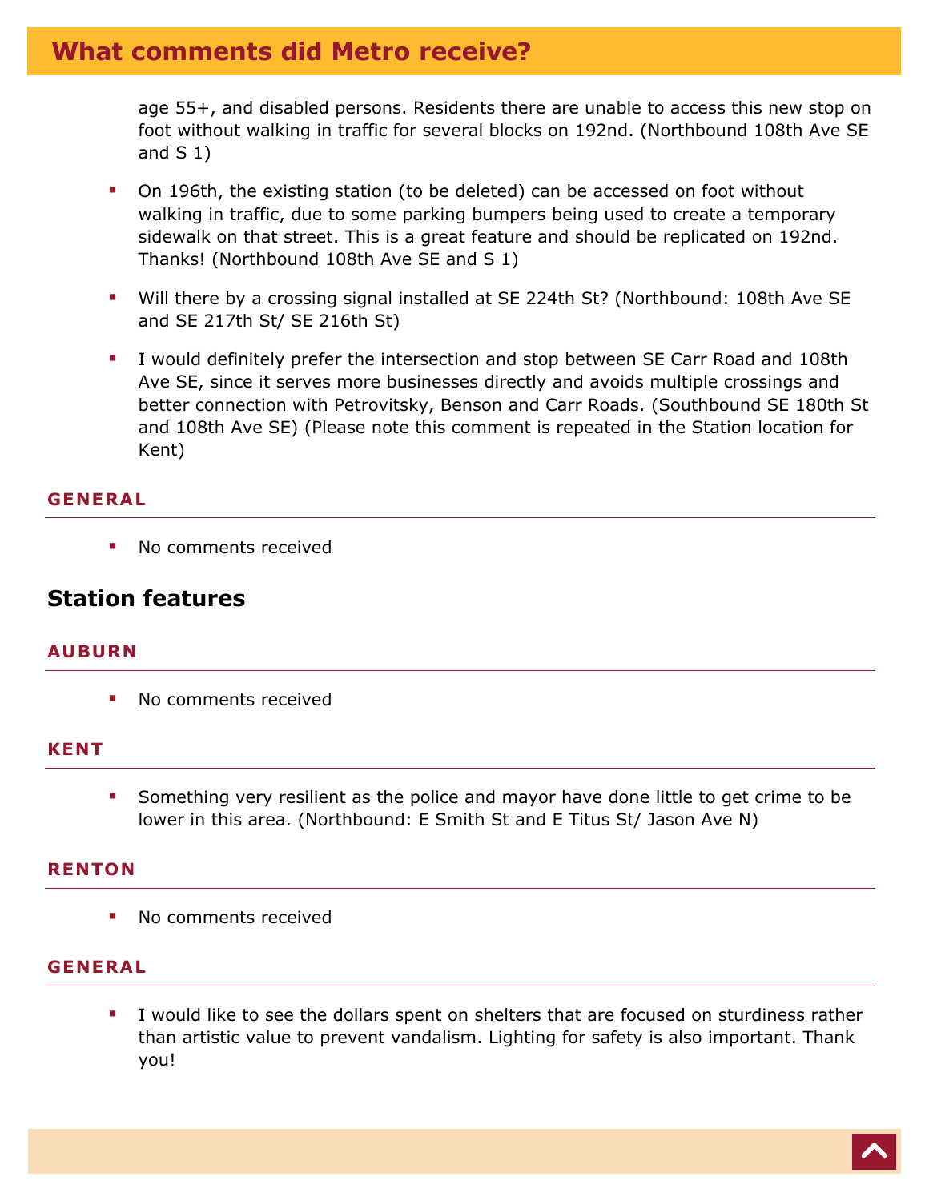age 55+, and disabled persons. Residents there are unable to access this new stop on foot without walking in traffic for several blocks on 192nd. (Northbound 108th Ave SE and S 1)

- On 196th, the existing station (to be deleted) can be accessed on foot without walking in traffic, due to some parking bumpers being used to create a temporary sidewalk on that street. This is a great feature and should be replicated on 192nd. Thanks! (Northbound 108th Ave SE and S 1)
- Will there by a crossing signal installed at SE 224th St? (Northbound: 108th Ave SE and SE 217th St/ SE 216th St)
- I would definitely prefer the intersection and stop between SE Carr Road and 108th Ave SE, since it serves more businesses directly and avoids multiple crossings and better connection with Petrovitsky, Benson and Carr Roads. (Southbound SE 180th St and 108th Ave SE) (Please note this comment is repeated in the Station location for Kent)

#### GENERAL

- No comments received

## Station features

#### AUBURN

- No comments received

#### KENT

- Something very resilient as the police and mayor have done little to get crime to be lower in this area. (Northbound: E Smith St and E Titus St/ Jason Ave N)

#### RENTON

- No comments received

#### GENERAL

- I would like to see the dollars spent on shelters that are focused on sturdiness rather than artistic value to prevent vandalism. Lighting for safety is also important. Thank you!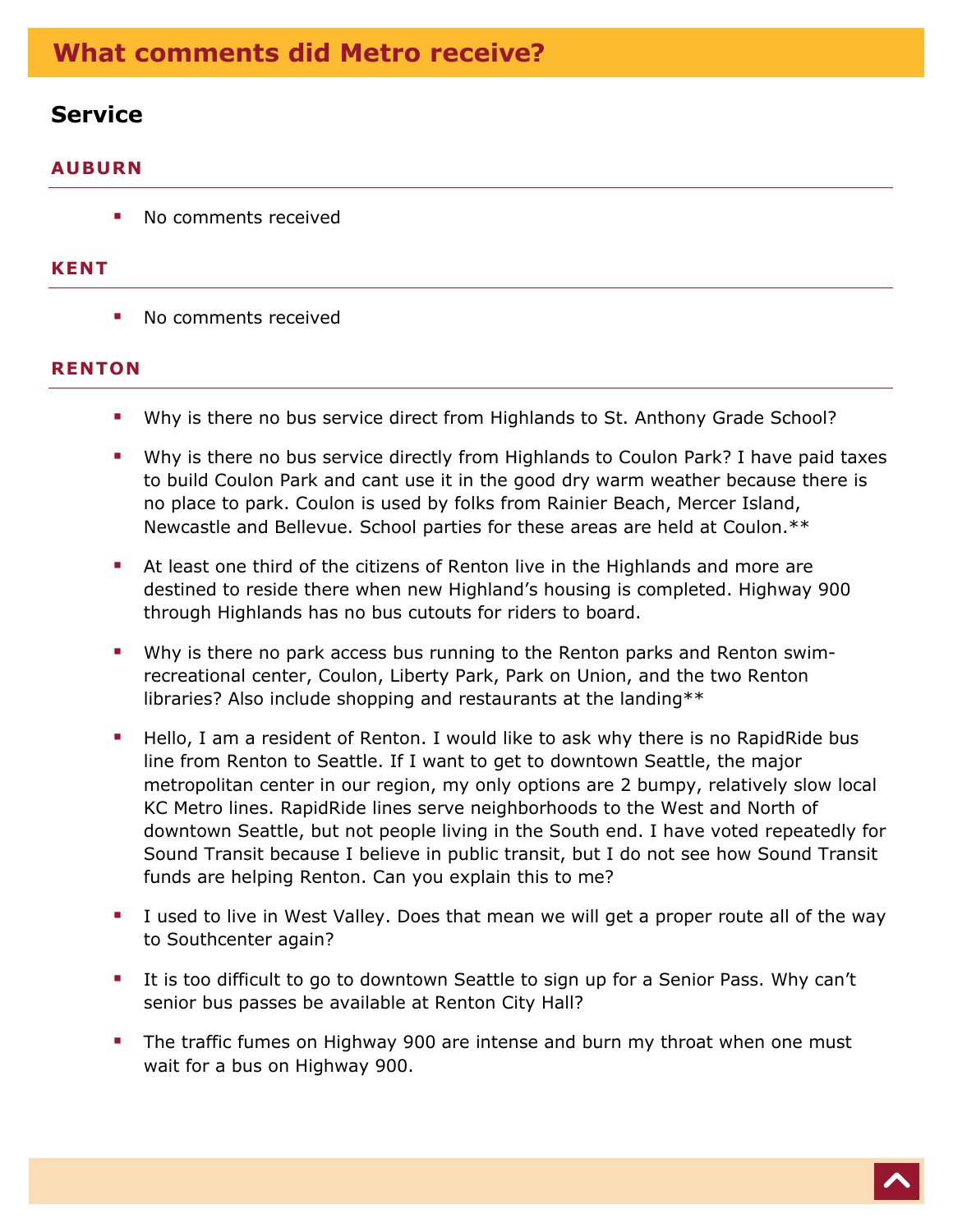# What comments did Metro receive?

## Service

### AUBURN

- No comments received

### KENT

- No comments received

### RENTON

- Why is there no bus service direct from Highlands to St. Anthony Grade School?
- Why is there no bus service directly from Highlands to Coulon Park? I have paid taxes to build Coulon Park and cant use it in the good dry warm weather because there is no place to park. Coulon is used by folks from Rainier Beach, Mercer Island, Newcastle and Bellevue. School parties for these areas are held at Coulon.**
- At least one third of the citizens of Renton live in the Highlands and more are destined to reside there when new Highland's housing is completed. Highway 900 through Highlands has no bus cutouts for riders to board.
- Why is there no park access bus running to the Renton parks and Renton swim-recreational center, Coulon, Liberty Park, Park on Union, and the two Renton libraries? Also include shopping and restaurants at the landing**
- Hello, I am a resident of Renton. I would like to ask why there is no RapidRide bus line from Renton to Seattle. If I want to get to downtown Seattle, the major metropolitan center in our region, my only options are 2 bumpy, relatively slow local KC Metro lines. RapidRide lines serve neighborhoods to the West and North of downtown Seattle, but not people living in the South end. I have voted repeatedly for Sound Transit because I believe in public transit, but I do not see how Sound Transit funds are helping Renton. Can you explain this to me?
- I used to live in West Valley. Does that mean we will get a proper route all of the way to Southcenter again?
- It is too difficult to go to downtown Seattle to sign up for a Senior Pass. Why can't senior bus passes be available at Renton City Hall?
- The traffic fumes on Highway 900 are intense and burn my throat when one must wait for a bus on Highway 900.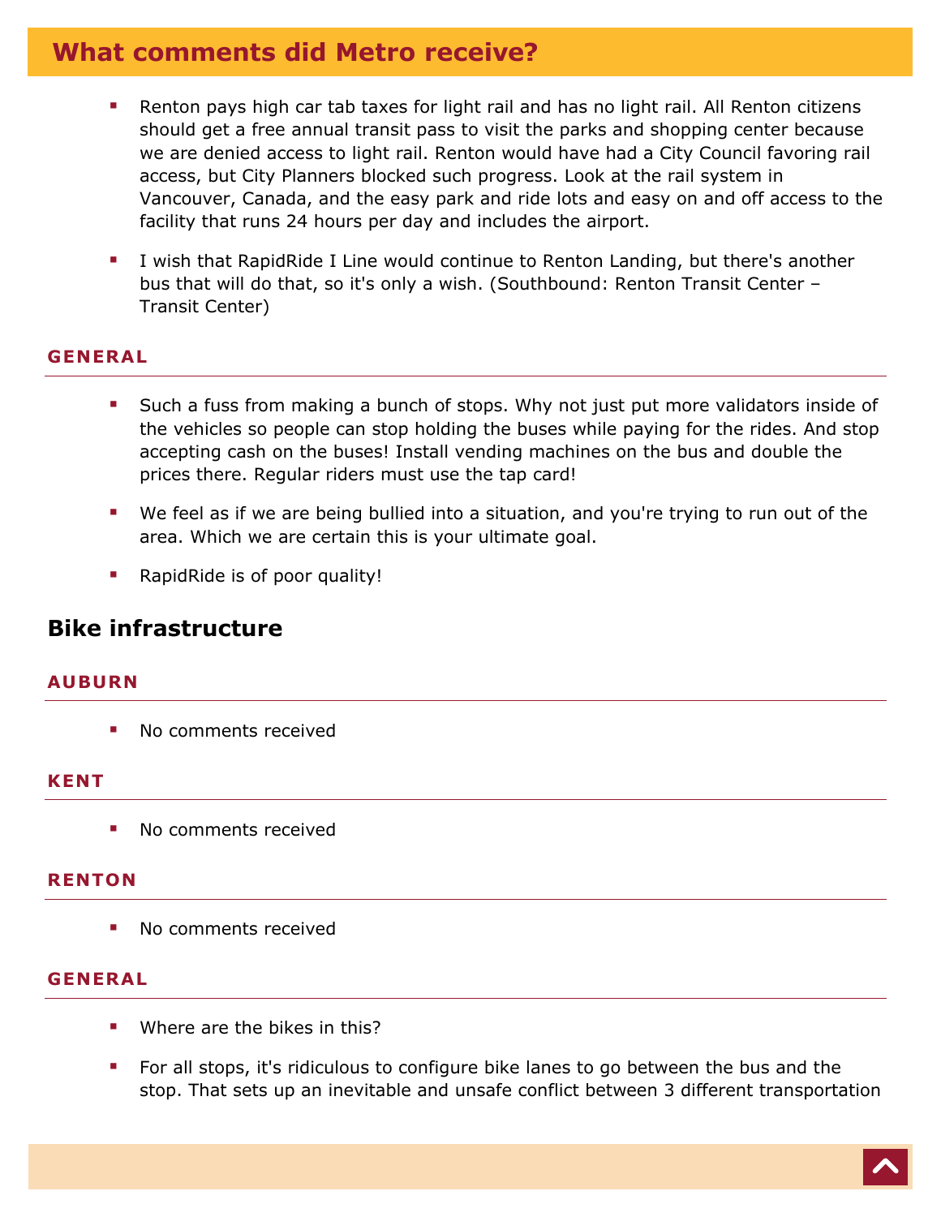## What comments did Metro receive?

- Renton pays high car tab taxes for light rail and has no light rail. All Renton citizens should get a free annual transit pass to visit the parks and shopping center because we are denied access to light rail. Renton would have had a City Council favoring rail access, but City Planners blocked such progress. Look at the rail system in Vancouver, Canada, and the easy park and ride lots and easy on and off access to the facility that runs 24 hours per day and includes the airport.
- I wish that RapidRide I Line would continue to Renton Landing, but there's another bus that will do that, so it's only a wish. (Southbound: Renton Transit Center – Transit Center)

#### GENERAL

- Such a fuss from making a bunch of stops. Why not just put more validators inside of the vehicles so people can stop holding the buses while paying for the rides. And stop accepting cash on the buses! Install vending machines on the bus and double the prices there. Regular riders must use the tap card!
- We feel as if we are being bullied into a situation, and you're trying to run out of the area. Which we are certain this is your ultimate goal.
- RapidRide is of poor quality!

### Bike infrastructure

#### AUBURN

- No comments received

#### KENT

- No comments received

#### RENTON

- No comments received

#### GENERAL

- Where are the bikes in this?
- For all stops, it's ridiculous to configure bike lanes to go between the bus and the stop. That sets up an inevitable and unsafe conflict between 3 different transportation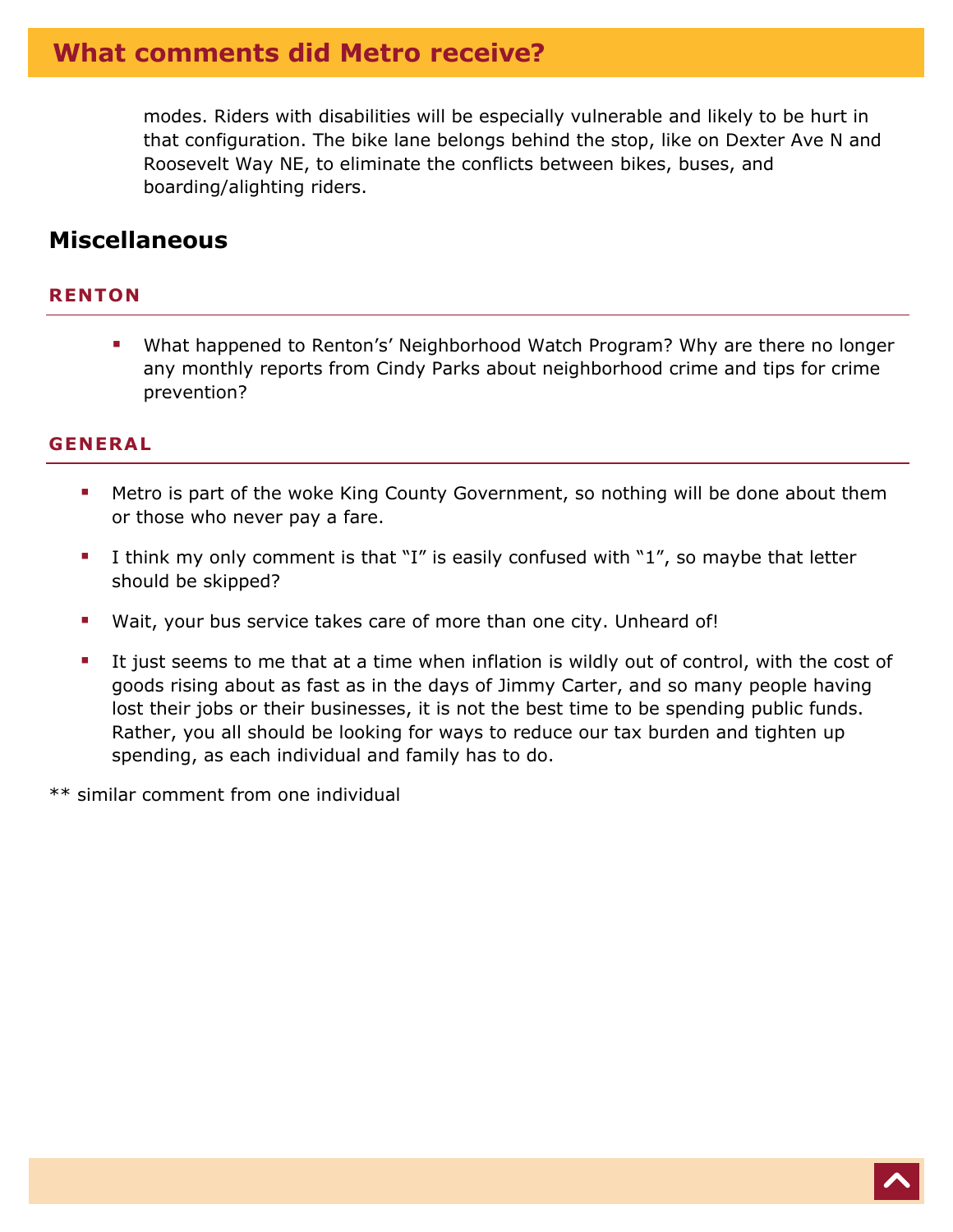modes. Riders with disabilities will be especially vulnerable and likely to be hurt in that configuration. The bike lane belongs behind the stop, like on Dexter Ave N and Roosevelt Way NE, to eliminate the conflicts between bikes, buses, and boarding/alighting riders.

## Miscellaneous

### RENTON

- What happened to Renton's' Neighborhood Watch Program? Why are there no longer any monthly reports from Cindy Parks about neighborhood crime and tips for crime prevention?

### GENERAL

- Metro is part of the woke King County Government, so nothing will be done about them or those who never pay a fare.
- I think my only comment is that "I" is easily confused with "1", so maybe that letter should be skipped?
- Wait, your bus service takes care of more than one city. Unheard of!
- It just seems to me that at a time when inflation is wildly out of control, with the cost of goods rising about as fast as in the days of Jimmy Carter, and so many people having lost their jobs or their businesses, it is not the best time to be spending public funds. Rather, you all should be looking for ways to reduce our tax burden and tighten up spending, as each individual and family has to do.

** similar comment from one individual